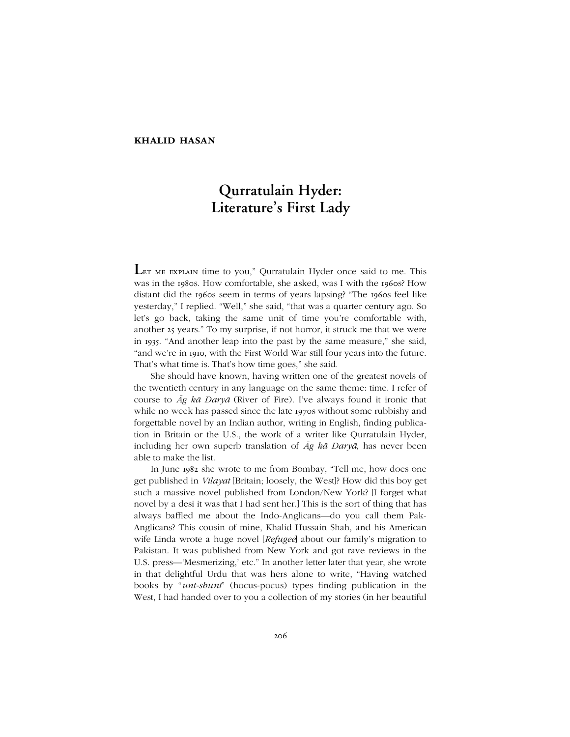**KHALID HASAN**

# Qurratulain Hyder: Literature's First Lady

Let me explain time to you," Qurratulain Hyder once said to me. This was in the 1980s. How comfortable, she asked, was I with the 1960s? How distant did the 1960s seem in terms of years lapsing? "The 1960s feel like yesterday," I replied. "Well," she said, "that was a quarter century ago. So let's go back, taking the same unit of time you're comfortable with, another 25 years." To my surprise, if not horror, it struck me that we were in 1935. "And another leap into the past by the same measure," she said, "and we're in 1910, with the First World War still four years into the future. That's what time is. That's how time goes," she said.

She should have known, having written one of the greatest novels of the twentieth century in any language on the same theme: time. I refer of course to *Āg kā Daryā* (River of Fire). I've always found it ironic that while no week has passed since the late 1970s without some rubbishy and forgettable novel by an Indian author, writing in English, finding publication in Britain or the U.S., the work of a writer like Qurratulain Hyder, including her own superb translation of *Āg kā Daryā*, has never been able to make the list.

In June 1982 she wrote to me from Bombay, "Tell me, how does one get published in *Vilayat* [Britain; loosely, the West]? How did this boy get such a massive novel published from London/New York? [I forget what novel by a desi it was that I had sent her.] This is the sort of thing that has always baffled me about the Indo-Anglicans—do you call them Pak-Anglicans? This cousin of mine, Khalid Hussain Shah, and his American wife Linda wrote a huge novel [*Refugee*] about our family's migration to Pakistan. It was published from New York and got rave reviews in the U.S. press—'Mesmerizing,' etc." In another letter later that year, she wrote in that delightful Urdu that was hers alone to write, "Having watched books by "*unt-shunt*" (hocus-pocus) types finding publication in the West, I had handed over to you a collection of my stories (in her beautiful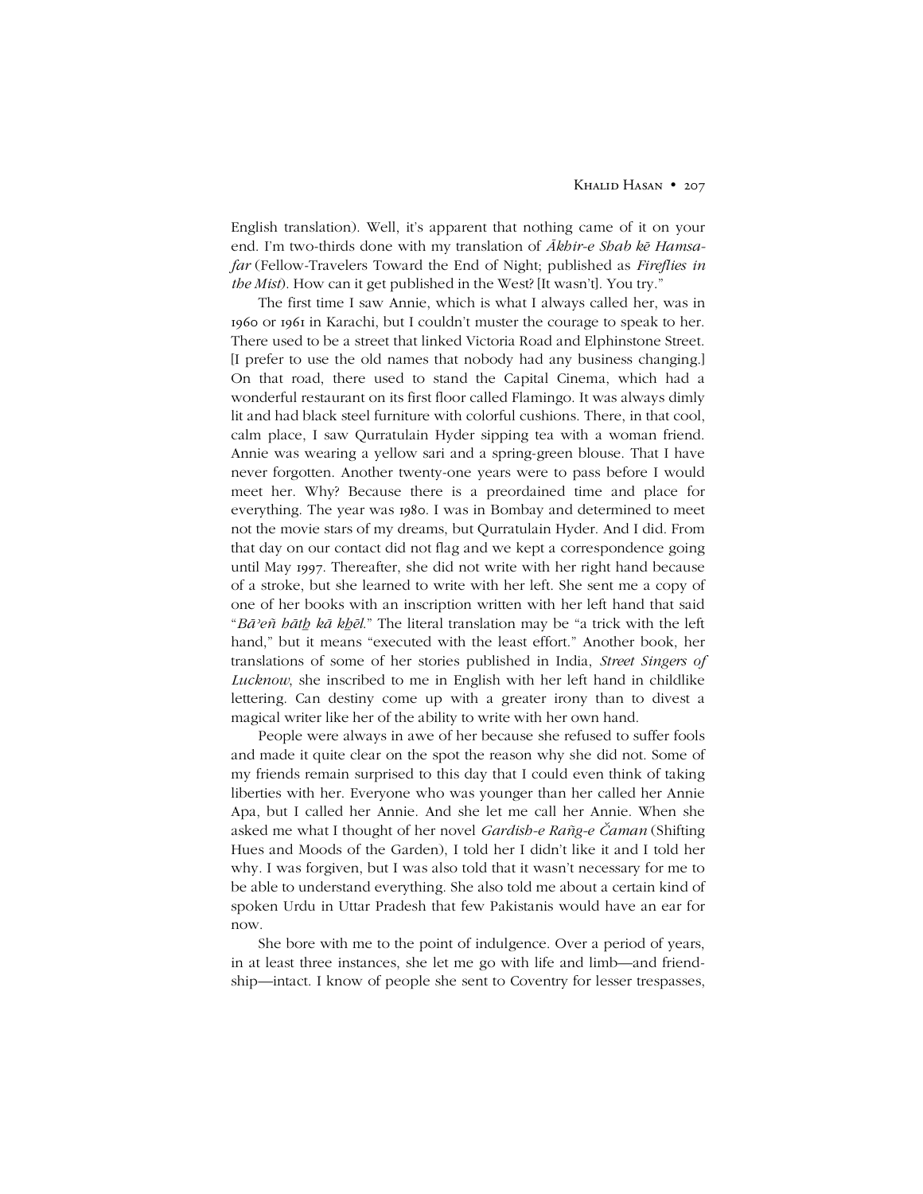English translation). Well, it's apparent that nothing came of it on your end. I'm two-thirds done with my translation of *Ākhir-e Shab kē Hamsafar* (Fellow-Travelers Toward the End of Night; published as *Fireflies in the Mist*). How can it get published in the West? [It wasn't]. You try."

The first time I saw Annie, which is what I always called her, was in 1960 or 1961 in Karachi, but I couldn't muster the courage to speak to her. There used to be a street that linked Victoria Road and Elphinstone Street. [I prefer to use the old names that nobody had any business changing.] On that road, there used to stand the Capital Cinema, which had a wonderful restaurant on its first floor called Flamingo. It was always dimly lit and had black steel furniture with colorful cushions. There, in that cool, calm place, I saw Qurratulain Hyder sipping tea with a woman friend. Annie was wearing a yellow sari and a spring-green blouse. That I have never forgotten. Another twenty-one years were to pass before I would meet her. Why? Because there is a preordained time and place for everything. The year was 1980. I was in Bombay and determined to meet not the movie stars of my dreams, but Qurratulain Hyder. And I did. From that day on our contact did not flag and we kept a correspondence going until May 1997. Thereafter, she did not write with her right hand because of a stroke, but she learned to write with her left. She sent me a copy of one of her books with an inscription written with her left hand that said "*Bāʾeñ hāth kā khēl*." The literal translation may be "a trick with the left hand," but it means "executed with the least effort." Another book, her translations of some of her stories published in India, *Street Singers of Lucknow*, she inscribed to me in English with her left hand in childlike lettering. Can destiny come up with a greater irony than to divest a magical writer like her of the ability to write with her own hand.

People were always in awe of her because she refused to suffer fools and made it quite clear on the spot the reason why she did not. Some of my friends remain surprised to this day that I could even think of taking liberties with her. Everyone who was younger than her called her Annie Apa, but I called her Annie. And she let me call her Annie. When she asked me what I thought of her novel *Gardish-e Rañg-e Čaman* (Shifting Hues and Moods of the Garden), I told her I didn't like it and I told her why. I was forgiven, but I was also told that it wasn't necessary for me to be able to understand everything. She also told me about a certain kind of spoken Urdu in Uttar Pradesh that few Pakistanis would have an ear for now.

She bore with me to the point of indulgence. Over a period of years, in at least three instances, she let me go with life and limb—and friendship—intact. I know of people she sent to Coventry for lesser trespasses,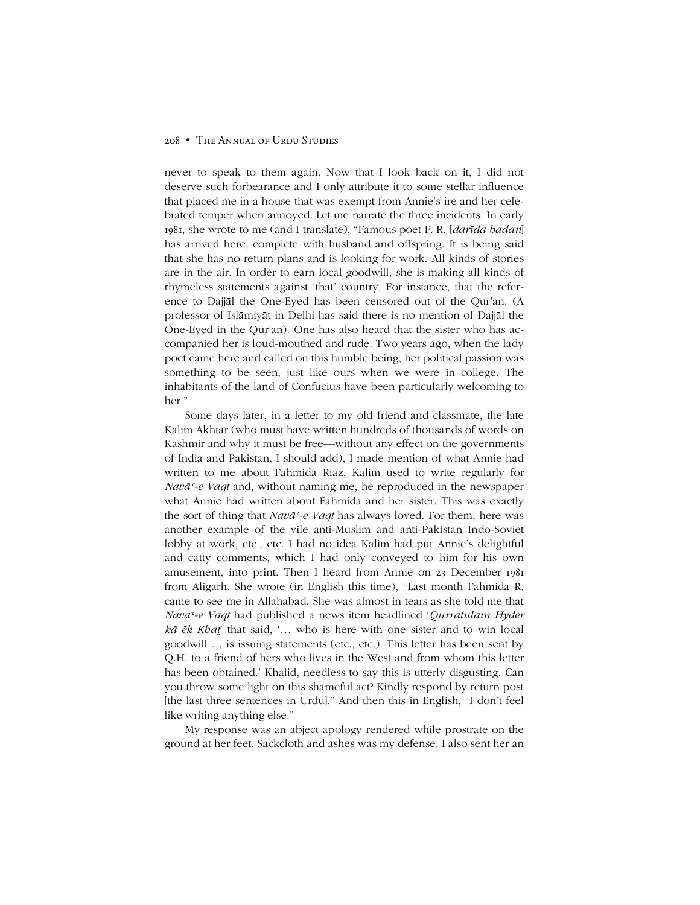never to speak to them again. Now that I look back on it, I did not deserve such forbearance and I only attribute it to some stellar influence that placed me in a house that was exempt from Annie's ire and her celebrated temper when annoyed. Let me narrate the three incidents. In early 1981, she wrote to me (and I translate), "Famous poet F. R. [*darīda badan*] has arrived here, complete with husband and offspring. It is being said that she has no return plans and is looking for work. All kinds of stories are in the air. In order to earn local goodwill, she is making all kinds of rhymeless statements against 'that' country. For instance, that the reference to Dajjāl the One-Eyed has been censored out of the Qur'an. (A professor of Islāmiyāt in Delhi has said there is no mention of Dajjāl the One-Eyed in the Qur'an). One has also heard that the sister who has accompanied her is loud-mouthed and rude. Two years ago, when the lady poet came here and called on this humble being, her political passion was something to be seen, just like ours when we were in college. The inhabitants of the land of Confucius have been particularly welcoming to her."

Some days later, in a letter to my old friend and classmate, the late Kalim Akhtar (who must have written hundreds of thousands of words on Kashmir and why it must be free—without any effect on the governments of India and Pakistan, I should add), I made mention of what Annie had written to me about Fahmida Riaz. Kalim used to write regularly for *Navā*ʾ*-e Vaqt* and, without naming me, he reproduced in the newspaper what Annie had written about Fahmida and her sister. This was exactly the sort of thing that *Navā*ʾ*-e Vaqt* has always loved. For them, here was another example of the vile anti-Muslim and anti-Pakistan Indo-Soviet lobby at work, etc., etc. I had no idea Kalim had put Annie's delightful and catty comments, which I had only conveyed to him for his own amusement, into print. Then I heard from Annie on 23 December 1981 from Aligarh. She wrote (in English this time), "Last month Fahmida R. came to see me in Allahabad. She was almost in tears as she told me that *Navā*ʾ*-e Vaqt* had published a news item headlined '*Qurratulain Hyder kā ēk Khaṭ*' that said, '… who is here with one sister and to win local goodwill … is issuing statements (etc., etc.). This letter has been sent by Q.H. to a friend of hers who lives in the West and from whom this letter has been obtained.' Khalid, needless to say this is utterly disgusting. Can you throw some light on this shameful act? Kindly respond by return post [the last three sentences in Urdu]." And then this in English, "I don't feel like writing anything else."

My response was an abject apology rendered while prostrate on the ground at her feet. Sackcloth and ashes was my defense. I also sent her an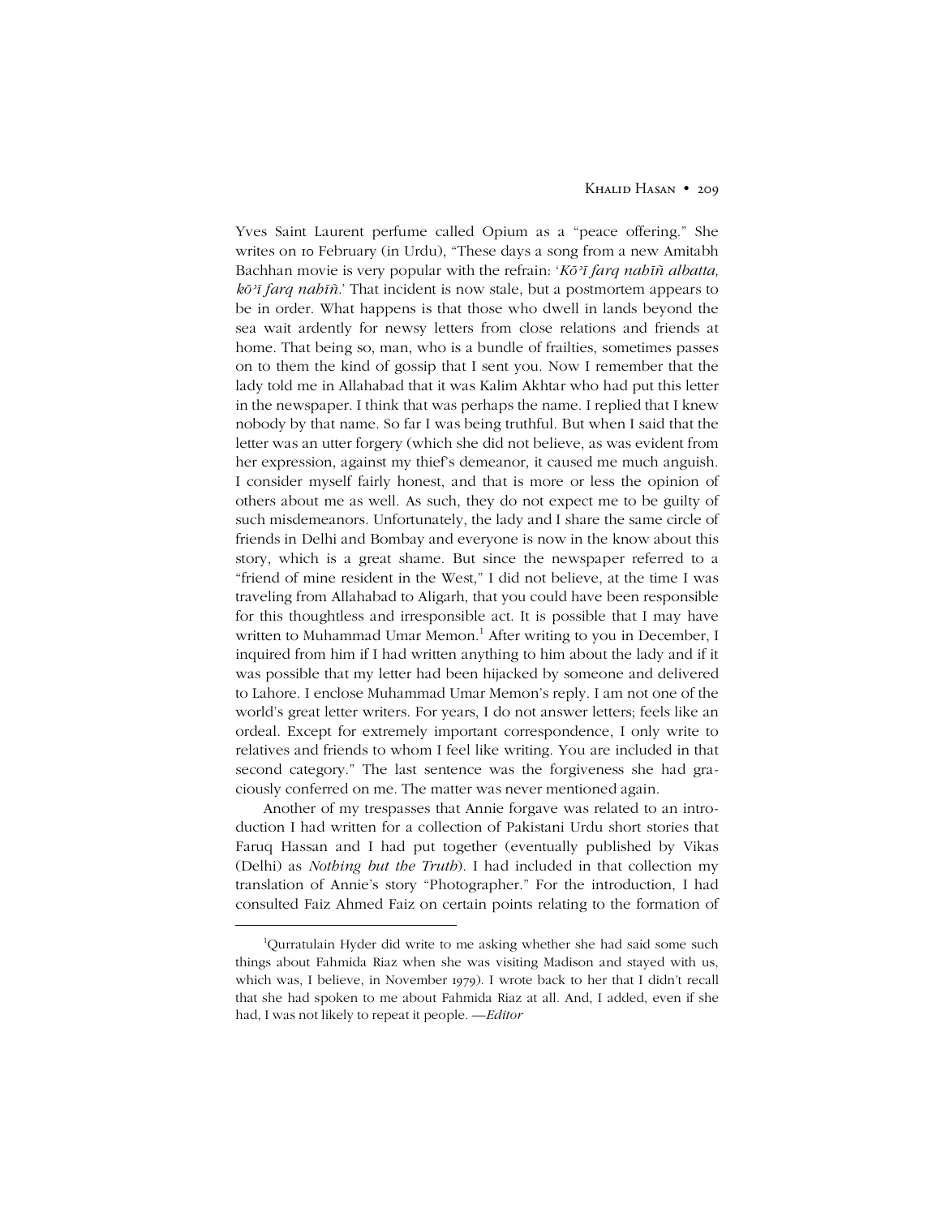Yves Saint Laurent perfume called Opium as a "peace offering." She writes on 10 February (in Urdu), "These days a song from a new Amitabh Bachhan movie is very popular with the refrain: '*Kōʾī farq nahīñ albatta, kōʾī farq nahīñ*.' That incident is now stale, but a postmortem appears to be in order. What happens is that those who dwell in lands beyond the sea wait ardently for newsy letters from close relations and friends at home. That being so, man, who is a bundle of frailties, sometimes passes on to them the kind of gossip that I sent you. Now I remember that the lady told me in Allahabad that it was Kalim Akhtar who had put this letter in the newspaper. I think that was perhaps the name. I replied that I knew nobody by that name. So far I was being truthful. But when I said that the letter was an utter forgery (which she did not believe, as was evident from her expression, against my thief's demeanor, it caused me much anguish. I consider myself fairly honest, and that is more or less the opinion of others about me as well. As such, they do not expect me to be guilty of such misdemeanors. Unfortunately, the lady and I share the same circle of friends in Delhi and Bombay and everyone is now in the know about this story, which is a great shame. But since the newspaper referred to a "friend of mine resident in the West," I did not believe, at the time I was traveling from Allahabad to Aligarh, that you could have been responsible for this thoughtless and irresponsible act. It is possible that I may have written to Muhammad Umar Memon.[1] After writing to you in December, I inquired from him if I had written anything to him about the lady and if it was possible that my letter had been hijacked by someone and delivered to Lahore. I enclose Muhammad Umar Memon's reply. I am not one of the world's great letter writers. For years, I do not answer letters; feels like an ordeal. Except for extremely important correspondence, I only write to relatives and friends to whom I feel like writing. You are included in that second category." The last sentence was the forgiveness she had graciously conferred on me. The matter was never mentioned again.

Another of my trespasses that Annie forgave was related to an introduction I had written for a collection of Pakistani Urdu short stories that Faruq Hassan and I had put together (eventually published by Vikas (Delhi) as *Nothing but the Truth*). I had included in that collection my translation of Annie's story "Photographer." For the introduction, I had consulted Faiz Ahmed Faiz on certain points relating to the formation of

---

[1] Qurratulain Hyder did write to me asking whether she had said some such things about Fahmida Riaz when she was visiting Madison and stayed with us, which was, I believe, in November 1979). I wrote back to her that I didn't recall that she had spoken to me about Fahmida Riaz at all. And, I added, even if she had, I was not likely to repeat it people. —*Editor*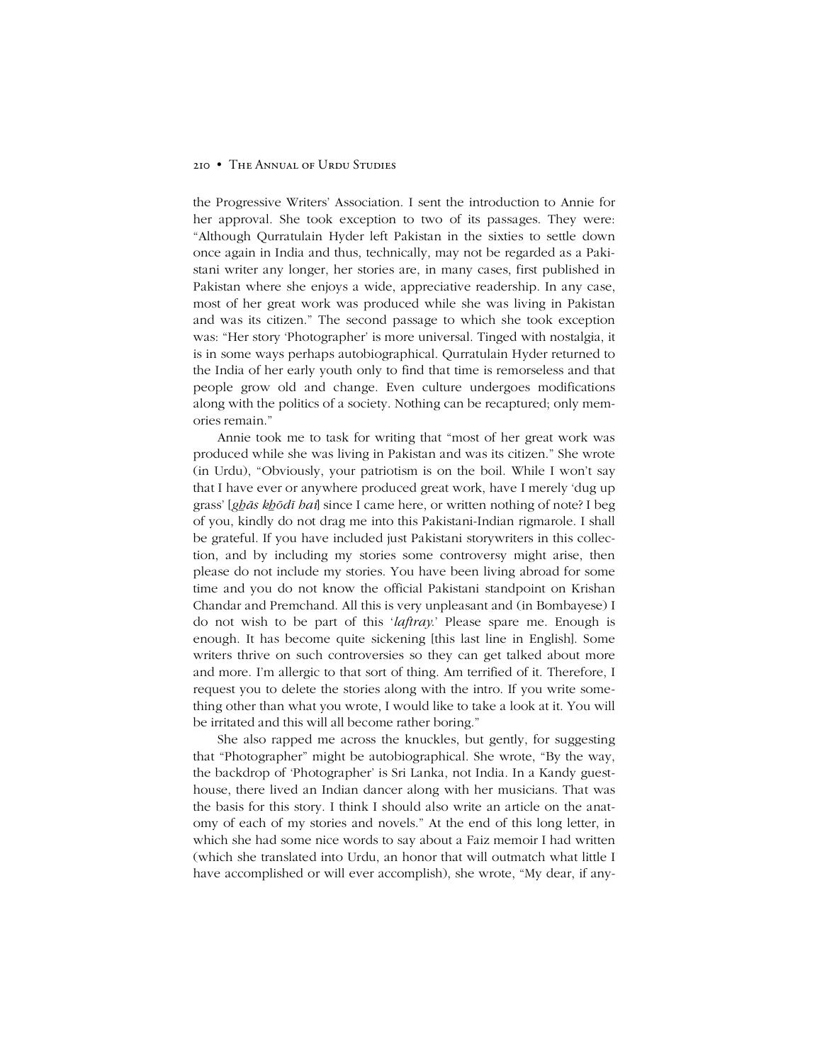the Progressive Writers' Association. I sent the introduction to Annie for her approval. She took exception to two of its passages. They were: "Although Qurratulain Hyder left Pakistan in the sixties to settle down once again in India and thus, technically, may not be regarded as a Pakistani writer any longer, her stories are, in many cases, first published in Pakistan where she enjoys a wide, appreciative readership. In any case, most of her great work was produced while she was living in Pakistan and was its citizen." The second passage to which she took exception was: "Her story 'Photographer' is more universal. Tinged with nostalgia, it is in some ways perhaps autobiographical. Qurratulain Hyder returned to the India of her early youth only to find that time is remorseless and that people grow old and change. Even culture undergoes modifications along with the politics of a society. Nothing can be recaptured; only memories remain."

Annie took me to task for writing that "most of her great work was produced while she was living in Pakistan and was its citizen." She wrote (in Urdu), "Obviously, your patriotism is on the boil. While I won't say that I have ever or anywhere produced great work, have I merely 'dug up grass' [*g̲h̲ās k̲h̲ōdī hai*] since I came here, or written nothing of note? I beg of you, kindly do not drag me into this Pakistani-Indian rigmarole. I shall be grateful. If you have included just Pakistani storywriters in this collection, and by including my stories some controversy might arise, then please do not include my stories. You have been living abroad for some time and you do not know the official Pakistani standpoint on Krishan Chandar and Premchand. All this is very unpleasant and (in Bombayese) I do not wish to be part of this '*laftray*.' Please spare me. Enough is enough. It has become quite sickening [this last line in English]. Some writers thrive on such controversies so they can get talked about more and more. I'm allergic to that sort of thing. Am terrified of it. Therefore, I request you to delete the stories along with the intro. If you write something other than what you wrote, I would like to take a look at it. You will be irritated and this will all become rather boring."

She also rapped me across the knuckles, but gently, for suggesting that "Photographer" might be autobiographical. She wrote, "By the way, the backdrop of 'Photographer' is Sri Lanka, not India. In a Kandy guesthouse, there lived an Indian dancer along with her musicians. That was the basis for this story. I think I should also write an article on the anatomy of each of my stories and novels." At the end of this long letter, in which she had some nice words to say about a Faiz memoir I had written (which she translated into Urdu, an honor that will outmatch what little I have accomplished or will ever accomplish), she wrote, "My dear, if any-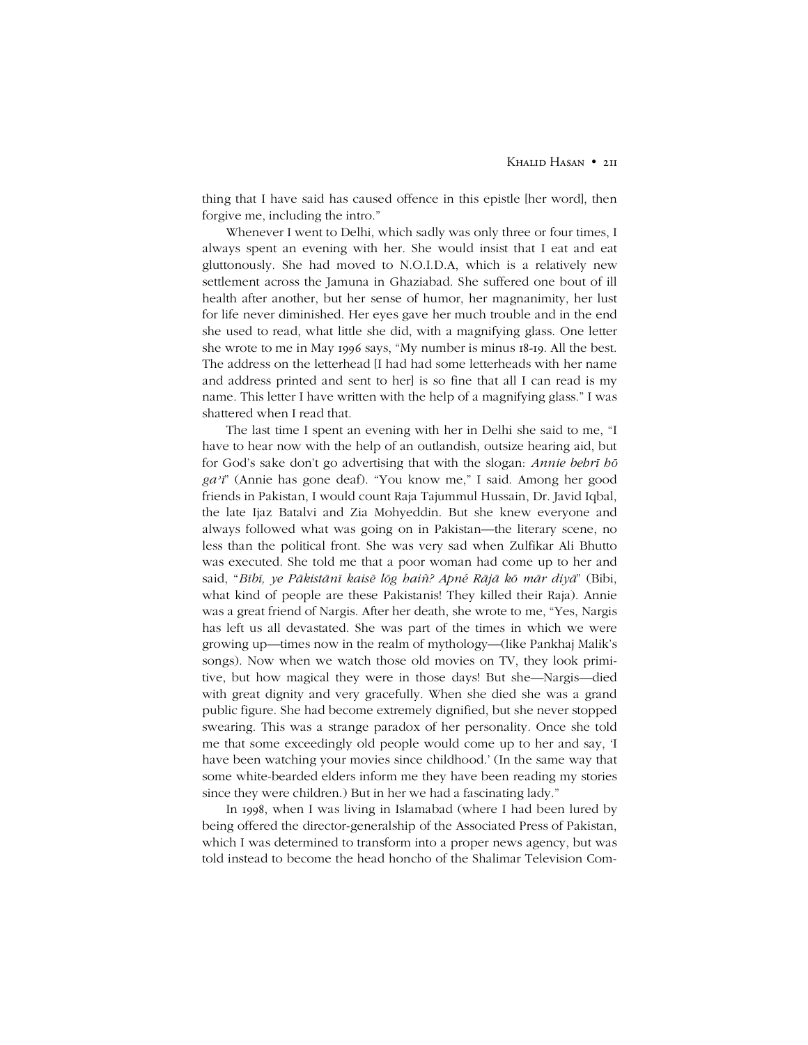thing that I have said has caused offence in this epistle [her word], then forgive me, including the intro."

Whenever I went to Delhi, which sadly was only three or four times, I always spent an evening with her. She would insist that I eat and eat gluttonously. She had moved to N.O.I.D.A, which is a relatively new settlement across the Jamuna in Ghaziabad. She suffered one bout of ill health after another, but her sense of humor, her magnanimity, her lust for life never diminished. Her eyes gave her much trouble and in the end she used to read, what little she did, with a magnifying glass. One letter she wrote to me in May 1996 says, "My number is minus 18-19. All the best. The address on the letterhead [I had had some letterheads with her name and address printed and sent to her] is so fine that all I can read is my name. This letter I have written with the help of a magnifying glass." I was shattered when I read that.

The last time I spent an evening with her in Delhi she said to me, "I have to hear now with the help of an outlandish, outsize hearing aid, but for God's sake don't go advertising that with the slogan: *Annie behrī hō ga'ī*" (Annie has gone deaf). "You know me," I said. Among her good friends in Pakistan, I would count Raja Tajummul Hussain, Dr. Javid Iqbal, the late Ijaz Batalvi and Zia Mohyeddin. But she knew everyone and always followed what was going on in Pakistan—the literary scene, no less than the political front. She was very sad when Zulfikar Ali Bhutto was executed. She told me that a poor woman had come up to her and said, "*Bībī, ye Pākistānī kaisē lōg haiñ? Apné Rājā kō mār diyā*" (Bibi, what kind of people are these Pakistanis! They killed their Raja). Annie was a great friend of Nargis. After her death, she wrote to me, "Yes, Nargis has left us all devastated. She was part of the times in which we were growing up—times now in the realm of mythology—(like Pankhaj Malik's songs). Now when we watch those old movies on TV, they look primitive, but how magical they were in those days! But she—Nargis—died with great dignity and very gracefully. When she died she was a grand public figure. She had become extremely dignified, but she never stopped swearing. This was a strange paradox of her personality. Once she told me that some exceedingly old people would come up to her and say, 'I have been watching your movies since childhood.' (In the same way that some white-bearded elders inform me they have been reading my stories since they were children.) But in her we had a fascinating lady."

In 1998, when I was living in Islamabad (where I had been lured by being offered the director-generalship of the Associated Press of Pakistan, which I was determined to transform into a proper news agency, but was told instead to become the head honcho of the Shalimar Television Com-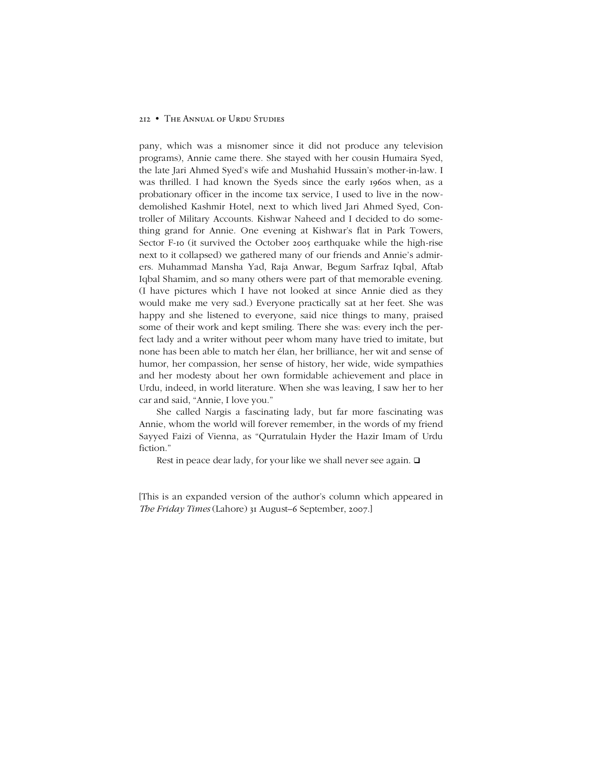pany, which was a misnomer since it did not produce any television programs), Annie came there. She stayed with her cousin Humaira Syed, the late Jari Ahmed Syed's wife and Mushahid Hussain's mother-in-law. I was thrilled. I had known the Syeds since the early 1960s when, as a probationary officer in the income tax service, I used to live in the now-demolished Kashmir Hotel, next to which lived Jari Ahmed Syed, Controller of Military Accounts. Kishwar Naheed and I decided to do something grand for Annie. One evening at Kishwar's flat in Park Towers, Sector F-10 (it survived the October 2005 earthquake while the high-rise next to it collapsed) we gathered many of our friends and Annie's admirers. Muhammad Mansha Yad, Raja Anwar, Begum Sarfraz Iqbal, Aftab Iqbal Shamim, and so many others were part of that memorable evening. (I have pictures which I have not looked at since Annie died as they would make me very sad.) Everyone practically sat at her feet. She was happy and she listened to everyone, said nice things to many, praised some of their work and kept smiling. There she was: every inch the perfect lady and a writer without peer whom many have tried to imitate, but none has been able to match her élan, her brilliance, her wit and sense of humor, her compassion, her sense of history, her wide, wide sympathies and her modesty about her own formidable achievement and place in Urdu, indeed, in world literature. When she was leaving, I saw her to her car and said, "Annie, I love you."

She called Nargis a fascinating lady, but far more fascinating was Annie, whom the world will forever remember, in the words of my friend Sayyed Faizi of Vienna, as "Qurratulain Hyder the Hazir Imam of Urdu fiction."

Rest in peace dear lady, for your like we shall never see again. ❑

[This is an expanded version of the author's column which appeared in *The Friday Times* (Lahore) 31 August–6 September, 2007.]